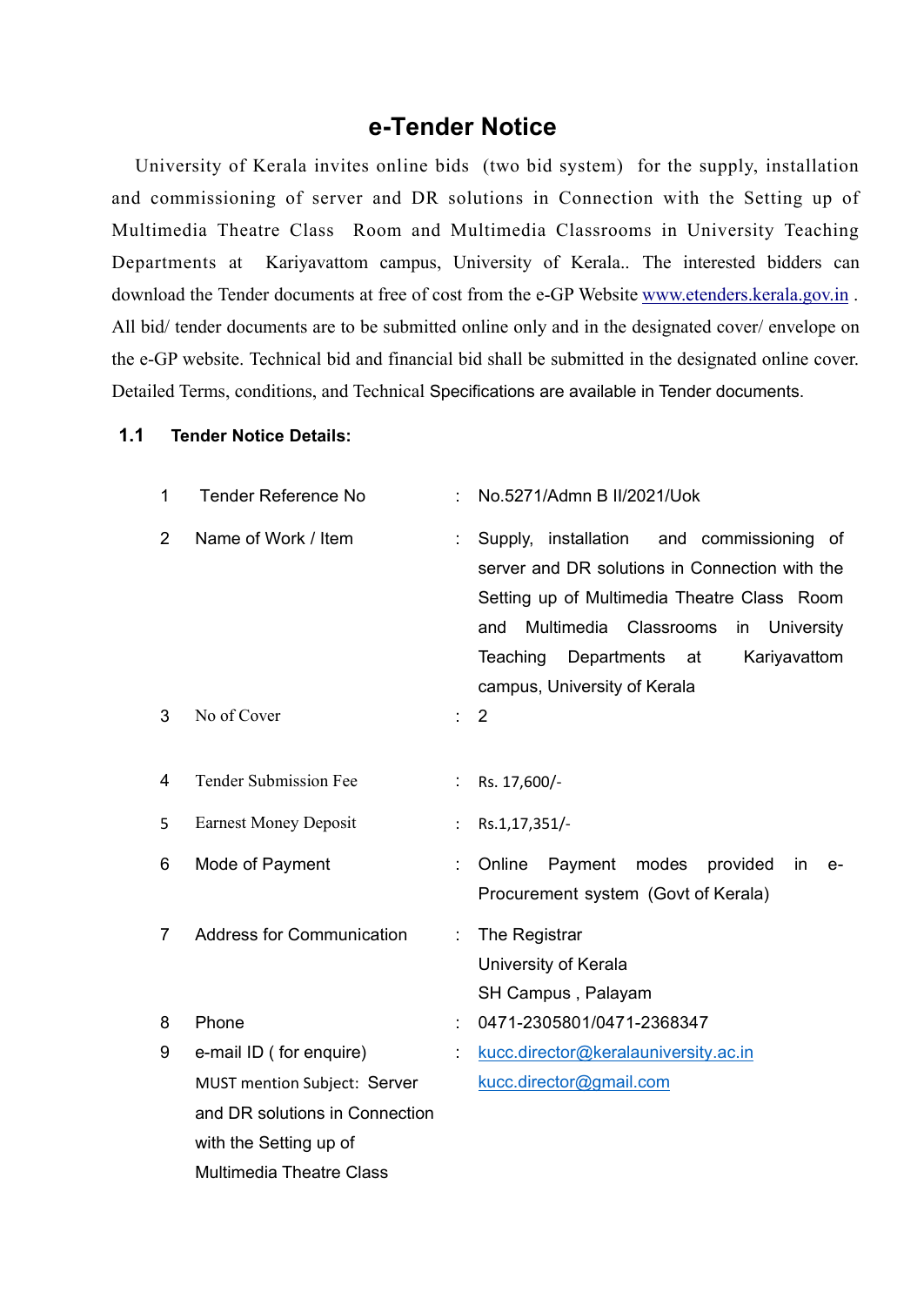# e-Tender Notice

University of Kerala invites online bids (two bid system) for the supply, installation and commissioning of server and DR solutions in Connection with the Setting up of Multimedia Theatre Class Room and Multimedia Classrooms in University Teaching Departments at Kariyavattom campus, University of Kerala.. The interested bidders can download the Tender documents at free of cost from the e-GP Website www.etenders.kerala.gov.in . All bid/ tender documents are to be submitted online only and in the designated cover/ envelope on the e-GP website. Technical bid and financial bid shall be submitted in the designated online cover. Detailed Terms, conditions, and Technical Specifications are available in Tender documents.

### 1.1 Tender Notice Details:

| | | | |
|---|---|---|---|
| 1 | Tender Reference No | : | No.5271/Admn B II/2021/Uok |
| 2 | Name of Work / Item | : | Supply, installation and commissioning of server and DR solutions in Connection with the Setting up of Multimedia Theatre Class Room and Multimedia Classrooms in University Teaching Departments at Kariyavattom campus, University of Kerala |
| 3 | No of Cover | : | 2 |
| 4 | Tender Submission Fee | : | Rs. 17,600/- |
| 5 | Earnest Money Deposit | : | Rs.1,17,351/- |
| 6 | Mode of Payment | : | Online Payment modes provided in e-Procurement system (Govt of Kerala) |
| 7 | Address for Communication | : | The Registrar<br>University of Kerala<br>SH Campus , Palayam |
| 8 | Phone | : | 0471-2305801/0471-2368347 |
| 9 | e-mail ID ( for enquire)<br>MUST mention Subject: Server and DR solutions in Connection with the Setting up of Multimedia Theatre Class | : | kucc.director@keralauniversity.ac.in<br>kucc.director@gmail.com |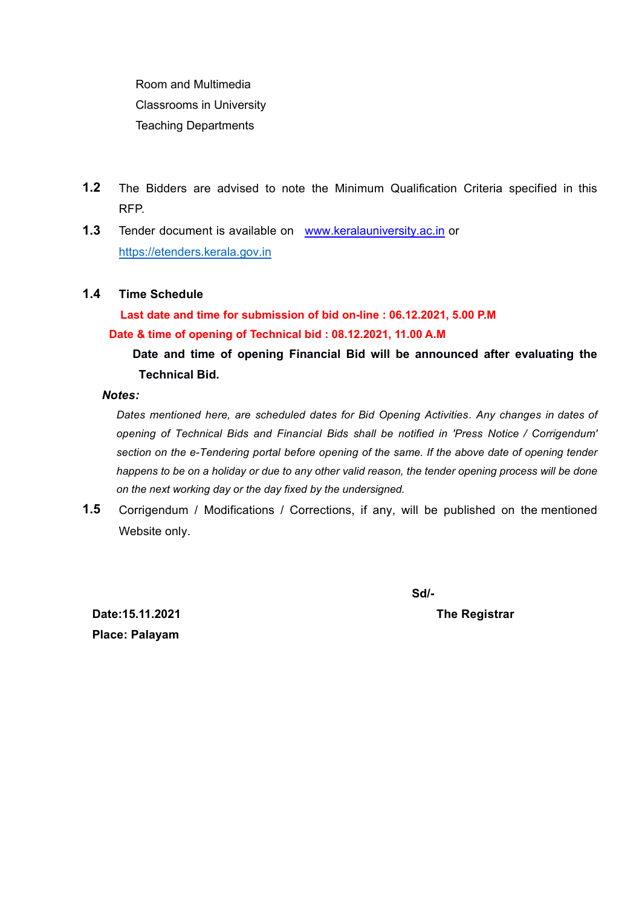Room and Multimedia
Classrooms in University
Teaching Departments

**1.2** The Bidders are advised to note the Minimum Qualification Criteria specified in this RFP.

**1.3** Tender document is available on [www.keralauniversity.ac.in](www.keralauniversity.ac.in) or [https://etenders.kerala.gov.in](https://etenders.kerala.gov.in)

**1.4 Time Schedule**

**Last date and time for submission of bid on-line : 06.12.2021, 5.00 P.M**

**Date & time of opening of Technical bid : 08.12.2021, 11.00 A.M**

**Date and time of opening Financial Bid will be announced after evaluating the Technical Bid.**

***Notes:***

*Dates mentioned here, are scheduled dates for Bid Opening Activities. Any changes in dates of opening of Technical Bids and Financial Bids shall be notified in 'Press Notice / Corrigendum' section on the e-Tendering portal before opening of the same. If the above date of opening tender happens to be on a holiday or due to any other valid reason, the tender opening process will be done on the next working day or the day fixed by the undersigned.*

**1.5** Corrigendum / Modifications / Corrections, if any, will be published on the mentioned Website only.

**Sd/-**

**Date:15.11.2021** **The Registrar**

**Place: Palayam**